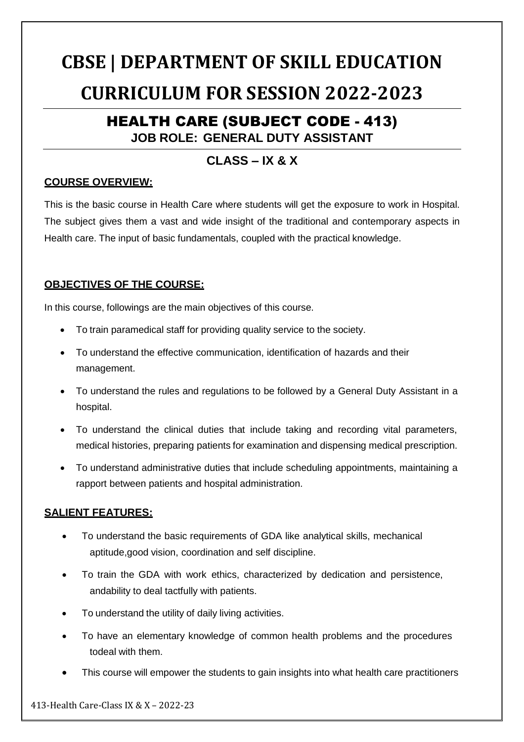# CBSE | DEPARTMENT OF SKILL EDUCATION

# CURRICULUM FOR SESSION 2022-2023

## HEALTH CARE (SUBJECT CODE - 413)

**JOB ROLE: GENERAL DUTY ASSISTANT**

### CLASS – IX & X

**COURSE OVERVIEW:**

This is the basic course in Health Care where students will get the exposure to work in Hospital. The subject gives them a vast and wide insight of the traditional and contemporary aspects in Health care. The input of basic fundamentals, coupled with the practical knowledge.

**OBJECTIVES OF THE COURSE:**

In this course, followings are the main objectives of this course.

- To train paramedical staff for providing quality service to the society.
- To understand the effective communication, identification of hazards and their management.
- To understand the rules and regulations to be followed by a General Duty Assistant in a hospital.
- To understand the clinical duties that include taking and recording vital parameters, medical histories, preparing patients for examination and dispensing medical prescription.
- To understand administrative duties that include scheduling appointments, maintaining a rapport between patients and hospital administration.

**SALIENT FEATURES:**

- To understand the basic requirements of GDA like analytical skills, mechanical aptitude,good vision, coordination and self discipline.
- To train the GDA with work ethics, characterized by dedication and persistence, andability to deal tactfully with patients.
- To understand the utility of daily living activities.
- To have an elementary knowledge of common health problems and the procedures todeal with them.
- This course will empower the students to gain insights into what health care practitioners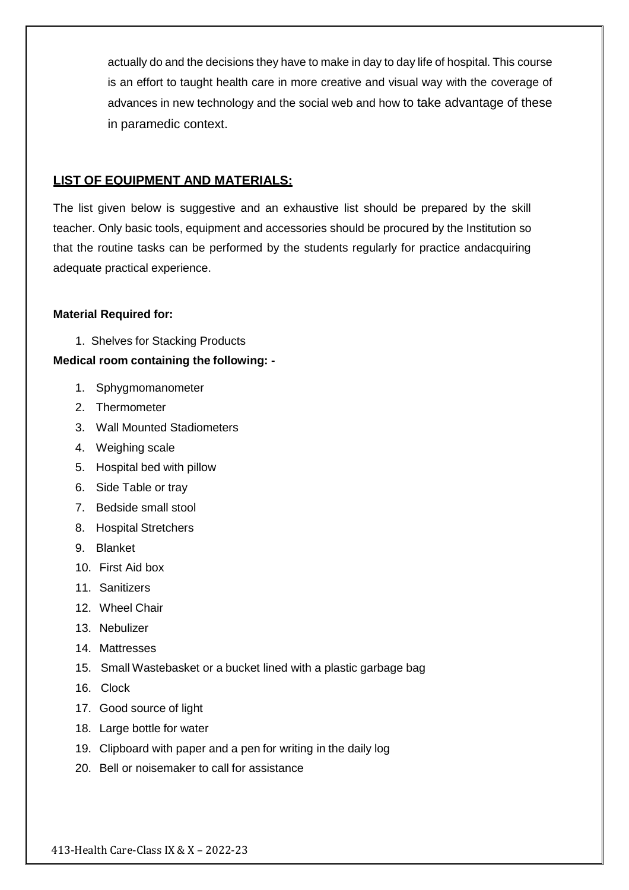actually do and the decisions they have to make in day to day life of hospital. This course is an effort to taught health care in more creative and visual way with the coverage of advances in new technology and the social web and how to take advantage of these in paramedic context.

## LIST OF EQUIPMENT AND MATERIALS:

The list given below is suggestive and an exhaustive list should be prepared by the skill teacher. Only basic tools, equipment and accessories should be procured by the Institution so that the routine tasks can be performed by the students regularly for practice andacquiring adequate practical experience.

**Material Required for:**

1. Shelves for Stacking Products

**Medical room containing the following: -**

1. Sphygmomanometer
2. Thermometer
3. Wall Mounted Stadiometers
4. Weighing scale
5. Hospital bed with pillow
6. Side Table or tray
7. Bedside small stool
8. Hospital Stretchers
9. Blanket
10. First Aid box
11. Sanitizers
12. Wheel Chair
13. Nebulizer
14. Mattresses
15. Small Wastebasket or a bucket lined with a plastic garbage bag
16. Clock
17. Good source of light
18. Large bottle for water
19. Clipboard with paper and a pen for writing in the daily log
20. Bell or noisemaker to call for assistance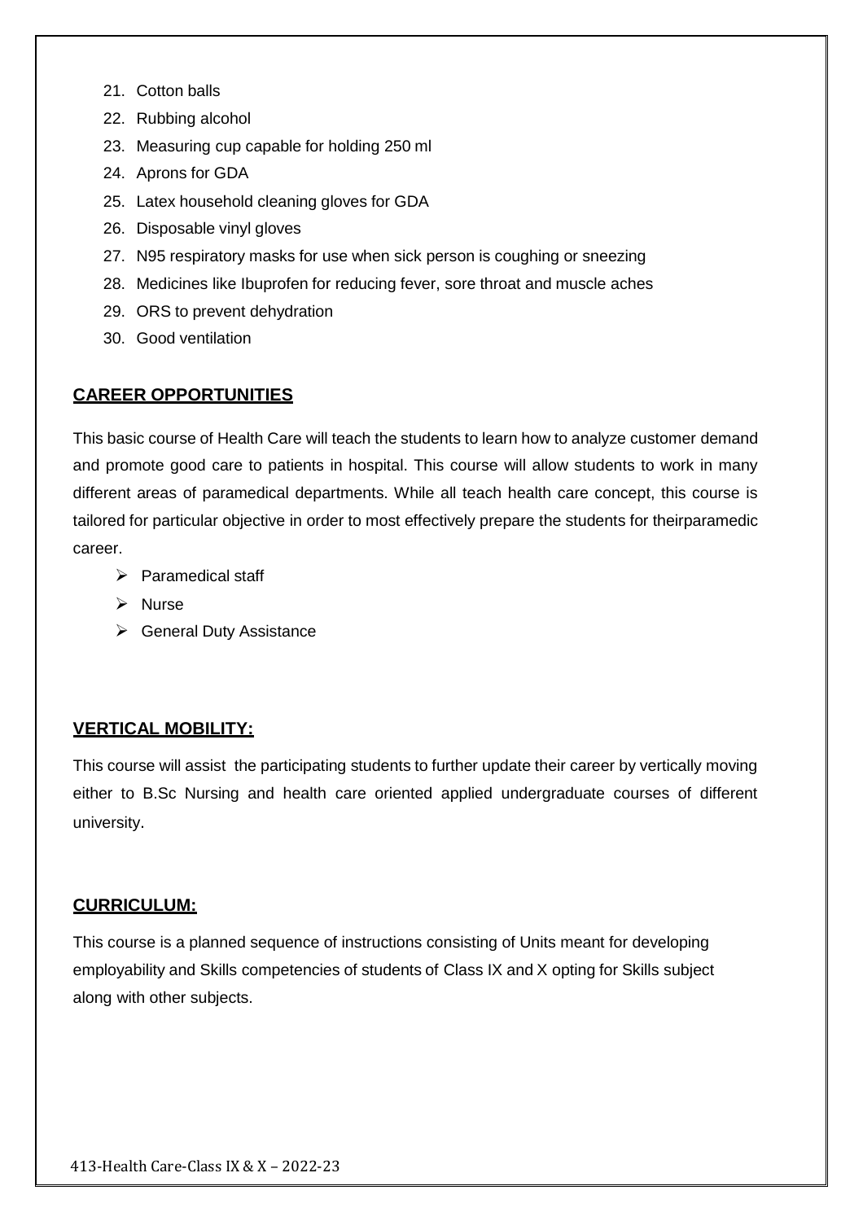21. Cotton balls
22. Rubbing alcohol
23. Measuring cup capable for holding 250 ml
24. Aprons for GDA
25. Latex household cleaning gloves for GDA
26. Disposable vinyl gloves
27. N95 respiratory masks for use when sick person is coughing or sneezing
28. Medicines like Ibuprofen for reducing fever, sore throat and muscle aches
29. ORS to prevent dehydration
30. Good ventilation

## CAREER OPPORTUNITIES

This basic course of Health Care will teach the students to learn how to analyze customer demand and promote good care to patients in hospital. This course will allow students to work in many different areas of paramedical departments. While all teach health care concept, this course is tailored for particular objective in order to most effectively prepare the students for theirparamedic career.

- Paramedical staff
- Nurse
- General Duty Assistance

## VERTICAL MOBILITY:

This course will assist the participating students to further update their career by vertically moving either to B.Sc Nursing and health care oriented applied undergraduate courses of different university.

## CURRICULUM:

This course is a planned sequence of instructions consisting of Units meant for developing employability and Skills competencies of students of Class IX and X opting for Skills subject along with other subjects.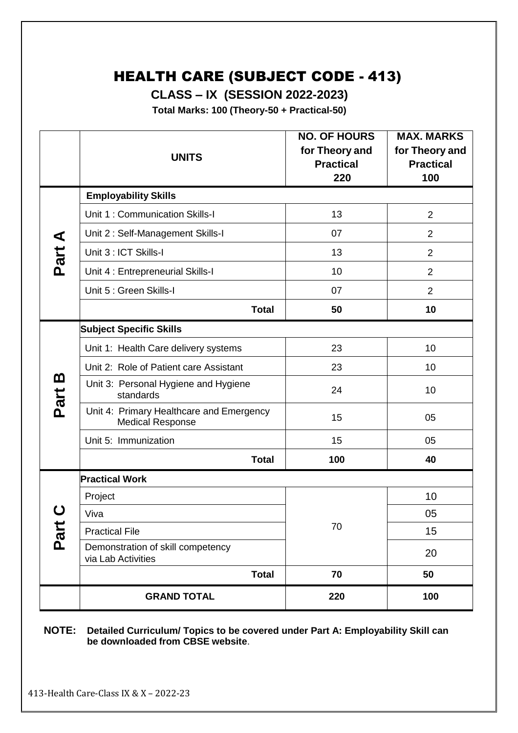# HEALTH CARE (SUBJECT CODE - 413)

## CLASS – IX (SESSION 2022-2023)

**Total Marks: 100 (Theory-50 + Practical-50)**

| | UNITS | NO. OF HOURS for Theory and Practical 220 | MAX. MARKS for Theory and Practical 100 |
|---|---|---|---|
| Part A | **Employability Skills** | | |
| | Unit 1 : Communication Skills-I | 13 | 2 |
| | Unit 2 : Self-Management Skills-I | 07 | 2 |
| | Unit 3 : ICT Skills-I | 13 | 2 |
| | Unit 4 : Entrepreneurial Skills-I | 10 | 2 |
| | Unit 5 : Green Skills-I | 07 | 2 |
| | **Total** | **50** | **10** |
| Part B | **Subject Specific Skills** | | |
| | Unit 1: Health Care delivery systems | 23 | 10 |
| | Unit 2: Role of Patient care Assistant | 23 | 10 |
| | Unit 3: Personal Hygiene and Hygiene standards | 24 | 10 |
| | Unit 4: Primary Healthcare and Emergency Medical Response | 15 | 05 |
| | Unit 5: Immunization | 15 | 05 |
| | **Total** | **100** | **40** |
| Part C | **Practical Work** | | |
| | Project | 70 | 10 |
| | Viva | | 05 |
| | Practical File | | 15 |
| | Demonstration of skill competency via Lab Activities | | 20 |
| | **Total** | **70** | **50** |
| | **GRAND TOTAL** | **220** | **100** |

**NOTE: Detailed Curriculum/ Topics to be covered under Part A: Employability Skill can be downloaded from CBSE website**.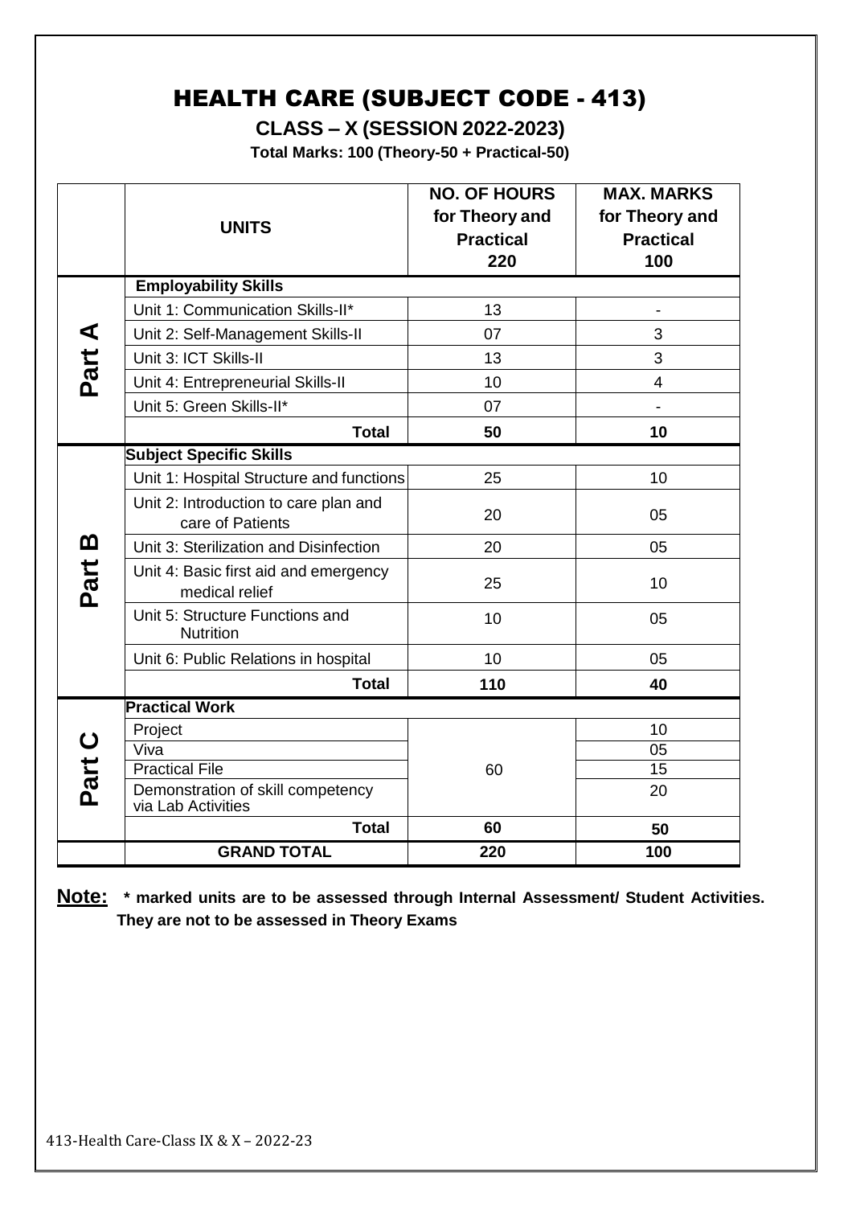# HEALTH CARE (SUBJECT CODE - 413)

## CLASS – X (SESSION 2022-2023)

**Total Marks: 100 (Theory-50 + Practical-50)**

| | UNITS | NO. OF HOURS for Theory and Practical 220 | MAX. MARKS for Theory and Practical 100 |
|---|---|---|---|
| **Part A** | **Employability Skills** | | |
| | Unit 1: Communication Skills-II* | 13 | - |
| | Unit 2: Self-Management Skills-II | 07 | 3 |
| | Unit 3: ICT Skills-II | 13 | 3 |
| | Unit 4: Entrepreneurial Skills-II | 10 | 4 |
| | Unit 5: Green Skills-II* | 07 | - |
| | **Total** | **50** | **10** |
| **Part B** | **Subject Specific Skills** | | |
| | Unit 1: Hospital Structure and functions | 25 | 10 |
| | Unit 2: Introduction to care plan and care of Patients | 20 | 05 |
| | Unit 3: Sterilization and Disinfection | 20 | 05 |
| | Unit 4: Basic first aid and emergency medical relief | 25 | 10 |
| | Unit 5: Structure Functions and Nutrition | 10 | 05 |
| | Unit 6: Public Relations in hospital | 10 | 05 |
| | **Total** | **110** | **40** |
| **Part C** | **Practical Work** | | |
| | Project | 60 | 10 |
| | Viva | | 05 |
| | Practical File | | 15 |
| | Demonstration of skill competency via Lab Activities | | 20 |
| | **Total** | **60** | **50** |
| | **GRAND TOTAL** | **220** | **100** |

**Note: * marked units are to be assessed through Internal Assessment/ Student Activities. They are not to be assessed in Theory Exams**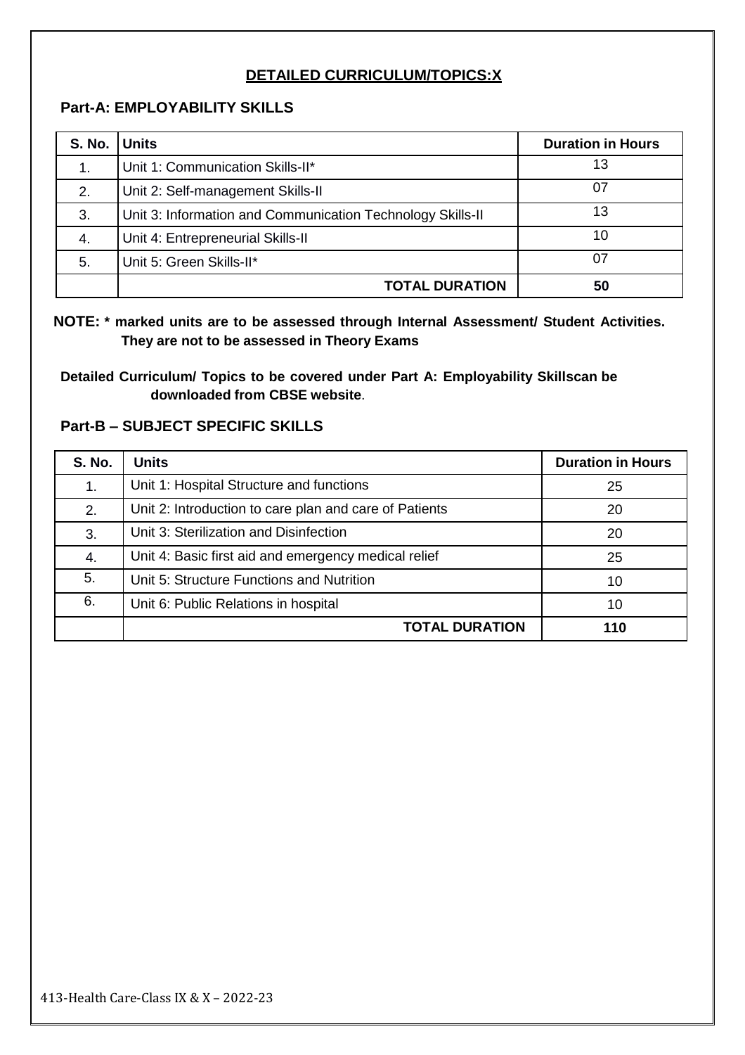## DETAILED CURRICULUM/TOPICS:X

### Part-A: EMPLOYABILITY SKILLS

| S. No. | Units | Duration in Hours |
|---|---|---|
| 1. | Unit 1: Communication Skills-II* | 13 |
| 2. | Unit 2: Self-management Skills-II | 07 |
| 3. | Unit 3: Information and Communication Technology Skills-II | 13 |
| 4. | Unit 4: Entrepreneurial Skills-II | 10 |
| 5. | Unit 5: Green Skills-II* | 07 |
| | **TOTAL DURATION** | **50** |

**NOTE: * marked units are to be assessed through Internal Assessment/ Student Activities. They are not to be assessed in Theory Exams**

**Detailed Curriculum/ Topics to be covered under Part A: Employability Skillscan be downloaded from CBSE website**.

### Part-B – SUBJECT SPECIFIC SKILLS

| S. No. | Units | Duration in Hours |
|---|---|---|
| 1. | Unit 1: Hospital Structure and functions | 25 |
| 2. | Unit 2: Introduction to care plan and care of Patients | 20 |
| 3. | Unit 3: Sterilization and Disinfection | 20 |
| 4. | Unit 4: Basic first aid and emergency medical relief | 25 |
| 5. | Unit 5: Structure Functions and Nutrition | 10 |
| 6. | Unit 6: Public Relations in hospital | 10 |
| | **TOTAL DURATION** | **110** |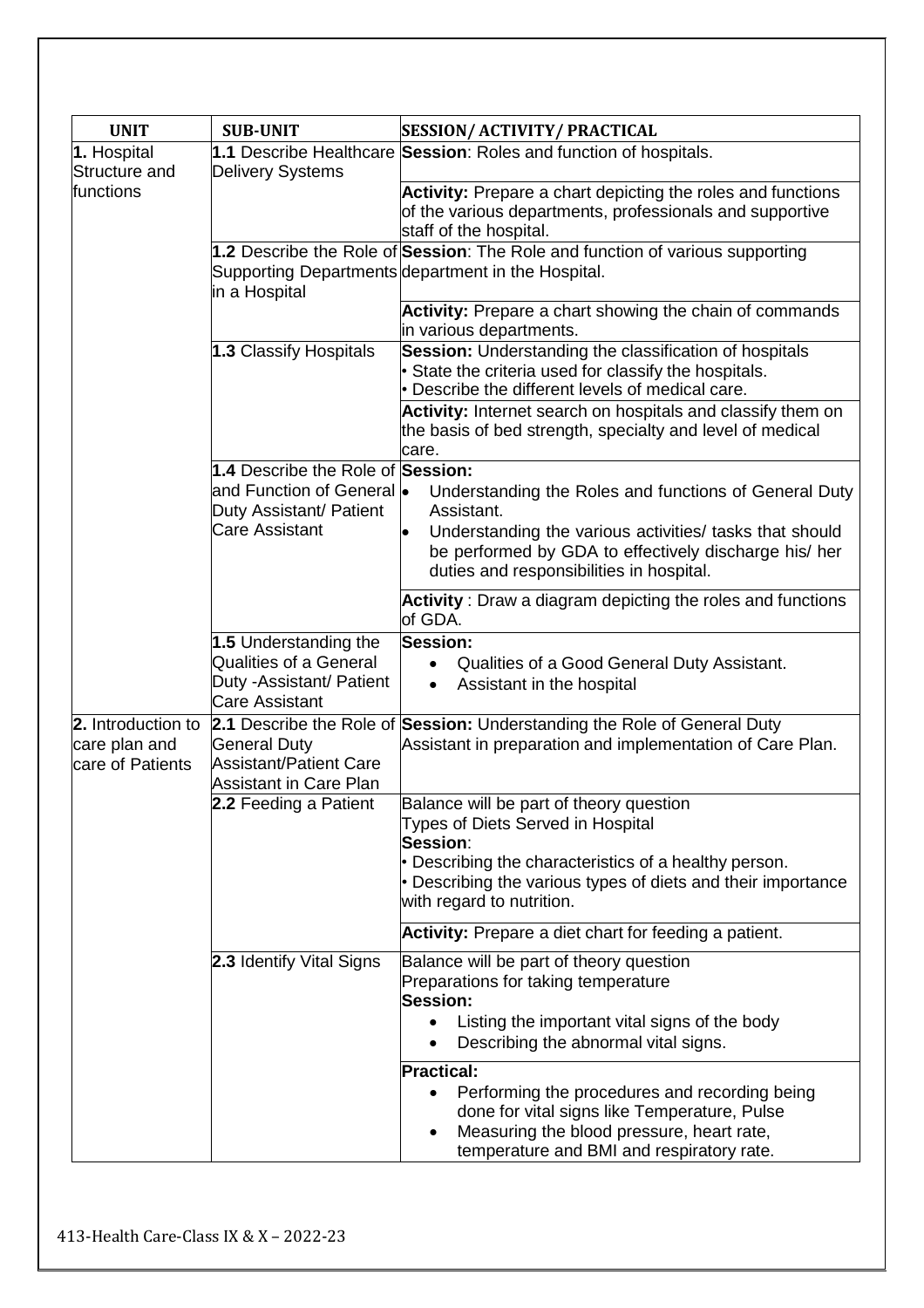| UNIT | SUB-UNIT | SESSION/ ACTIVITY/ PRACTICAL |
|---|---|---|
| **1.** Hospital Structure and functions | **1.1** Describe Healthcare Delivery Systems | **Session**: Roles and function of hospitals. |
| | | **Activity:** Prepare a chart depicting the roles and functions of the various departments, professionals and supportive staff of the hospital. |
| | **1.2** Describe the Role of Supporting Departments in a Hospital | **Session**: The Role and function of various supporting department in the Hospital. |
| | | **Activity:** Prepare a chart showing the chain of commands in various departments. |
| | **1.3** Classify Hospitals | **Session:** Understanding the classification of hospitals<br>• State the criteria used for classify the hospitals.<br>• Describe the different levels of medical care. |
| | | **Activity:** Internet search on hospitals and classify them on the basis of bed strength, specialty and level of medical care. |
| | **1.4** Describe the Role of and Function of General Duty Assistant/ Patient Care Assistant | **Session:**<br>• Understanding the Roles and functions of General Duty Assistant.<br>• Understanding the various activities/ tasks that should be performed by GDA to effectively discharge his/ her duties and responsibilities in hospital. |
| | | **Activity** : Draw a diagram depicting the roles and functions of GDA. |
| | **1.5** Understanding the Qualities of a General Duty -Assistant/ Patient Care Assistant | **Session:**<br>• Qualities of a Good General Duty Assistant.<br>• Assistant in the hospital |
| **2.** Introduction to care plan and care of Patients | **2.1** Describe the Role of General Duty Assistant/Patient Care Assistant in Care Plan | **Session:** Understanding the Role of General Duty Assistant in preparation and implementation of Care Plan. |
| | **2.2** Feeding a Patient | Balance will be part of theory question<br>Types of Diets Served in Hospital<br>**Session**:<br>• Describing the characteristics of a healthy person.<br>• Describing the various types of diets and their importance with regard to nutrition. |
| | | **Activity:** Prepare a diet chart for feeding a patient. |
| | **2.3** Identify Vital Signs | Balance will be part of theory question<br>Preparations for taking temperature<br>**Session:**<br>• Listing the important vital signs of the body<br>• Describing the abnormal vital signs. |
| | | **Practical:**<br>• Performing the procedures and recording being done for vital signs like Temperature, Pulse<br>• Measuring the blood pressure, heart rate, temperature and BMI and respiratory rate. |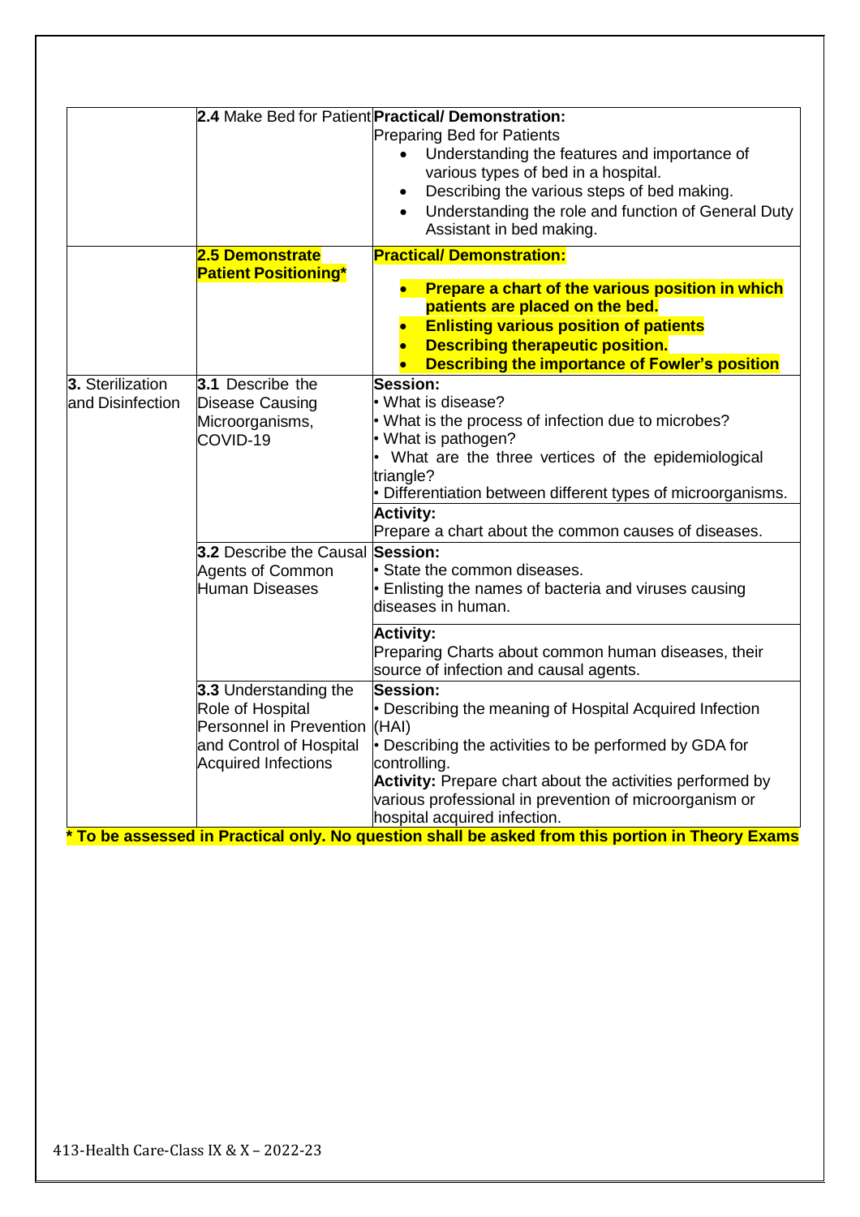| | | |
|---|---|---|
| | **2.4** Make Bed for Patient | **Practical/ Demonstration:**<br>Preparing Bed for Patients<br>• Understanding the features and importance of various types of bed in a hospital.<br>• Describing the various steps of bed making.<br>• Understanding the role and function of General Duty Assistant in bed making. |
| | **2.5 Demonstrate Patient Positioning*** | **Practical/ Demonstration:**<br>• **Prepare a chart of the various position in which patients are placed on the bed.**<br>• **Enlisting various position of patients**<br>• **Describing therapeutic position.**<br>• **Describing the importance of Fowler's position** |
| **3.** Sterilization and Disinfection | **3.1** Describe the Disease Causing Microorganisms, COVID-19 | **Session:**<br>• What is disease?<br>• What is the process of infection due to microbes?<br>• What is pathogen?<br>• What are the three vertices of the epidemiological triangle?<br>• Differentiation between different types of microorganisms.<br>**Activity:**<br>Prepare a chart about the common causes of diseases. |
| | **3.2** Describe the Causal Agents of Common Human Diseases | **Session:**<br>• State the common diseases.<br>• Enlisting the names of bacteria and viruses causing diseases in human.<br>**Activity:**<br>Preparing Charts about common human diseases, their source of infection and causal agents. |
| | **3.3** Understanding the Role of Hospital Personnel in Prevention and Control of Hospital Acquired Infections | **Session:**<br>• Describing the meaning of Hospital Acquired Infection (HAI)<br>• Describing the activities to be performed by GDA for controlling.<br>**Activity:** Prepare chart about the activities performed by various professional in prevention of microorganism or hospital acquired infection. |

**\* To be assessed in Practical only. No question shall be asked from this portion in Theory Exams**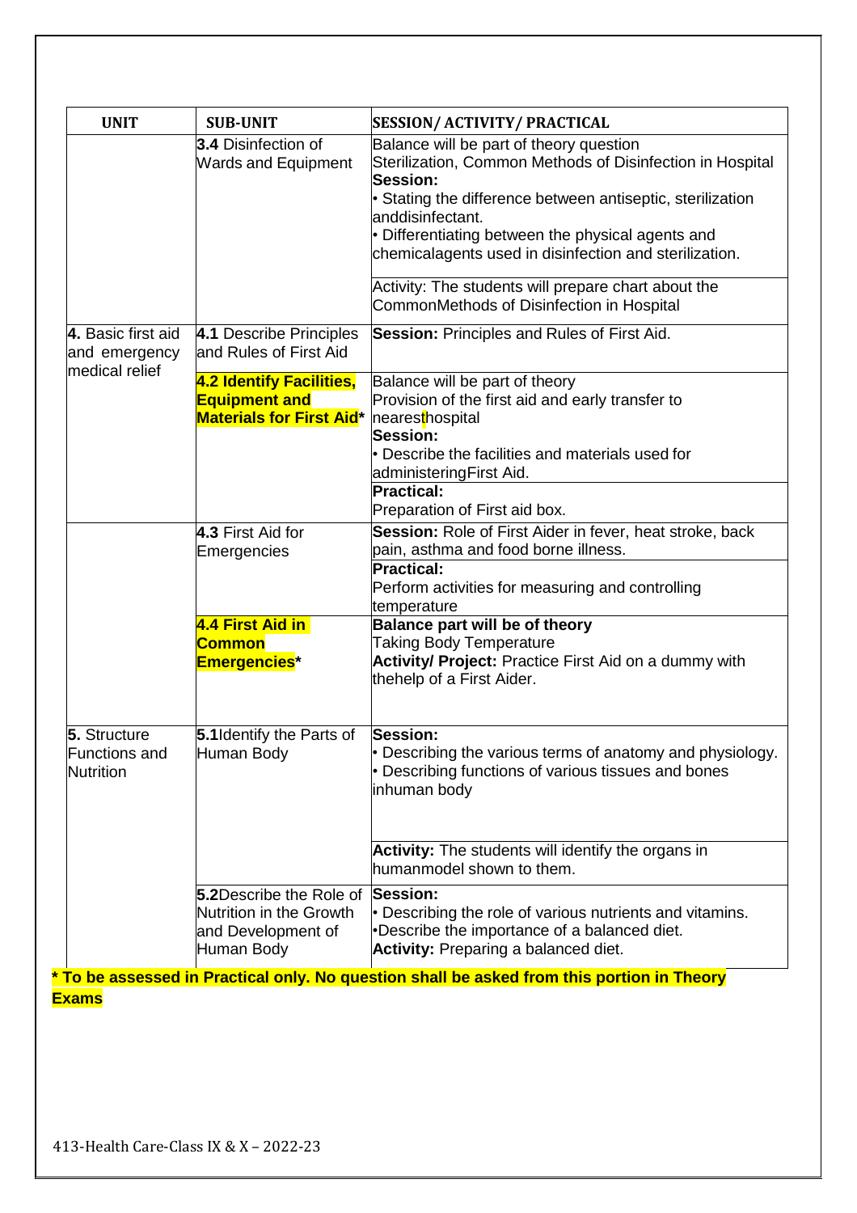| UNIT | SUB-UNIT | SESSION/ ACTIVITY/ PRACTICAL |
|---|---|---|
| | **3.4** Disinfection of Wards and Equipment | Balance will be part of theory question<br>Sterilization, Common Methods of Disinfection in Hospital<br>**Session:**<br>• Stating the difference between antiseptic, sterilization anddisinfectant.<br>• Differentiating between the physical agents and chemicalagents used in disinfection and sterilization. |
| | | Activity: The students will prepare chart about the CommonMethods of Disinfection in Hospital |
| **4.** Basic first aid and emergency medical relief | **4.1** Describe Principles and Rules of First Aid | **Session:** Principles and Rules of First Aid. |
| | **4.2 Identify Facilities, Equipment and Materials for First Aid*** | Balance will be part of theory<br>Provision of the first aid and early transfer to nearesthospital<br>**Session:**<br>• Describe the facilities and materials used for administeringFirst Aid. |
| | | **Practical:**<br>Preparation of First aid box. |
| | **4.3** First Aid for Emergencies | **Session:** Role of First Aider in fever, heat stroke, back pain, asthma and food borne illness. |
| | | **Practical:**<br>Perform activities for measuring and controlling temperature |
| | **4.4 First Aid in Common Emergencies*** | **Balance part will be of theory**<br>Taking Body Temperature<br>**Activity/ Project:** Practice First Aid on a dummy with thehelp of a First Aider. |
| **5.** Structure Functions and Nutrition | **5.1**Identify the Parts of Human Body | **Session:**<br>• Describing the various terms of anatomy and physiology.<br>• Describing functions of various tissues and bones inhuman body |
| | | **Activity:** The students will identify the organs in humanmodel shown to them. |
| | **5.2**Describe the Role of Nutrition in the Growth and Development of Human Body | **Session:**<br>• Describing the role of various nutrients and vitamins.<br>•Describe the importance of a balanced diet.<br>**Activity:** Preparing a balanced diet. |

*** To be assessed in Practical only. No question shall be asked from this portion in Theory Exams**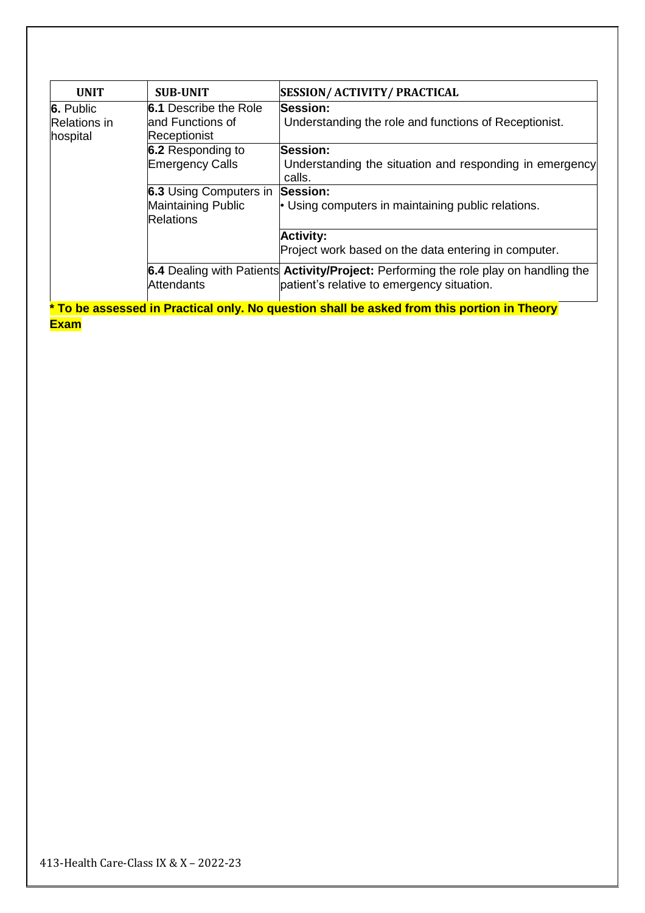| UNIT | SUB-UNIT | SESSION/ ACTIVITY/ PRACTICAL |
|---|---|---|
| **6.** Public Relations in hospital | **6.1** Describe the Role and Functions of Receptionist | **Session:** Understanding the role and functions of Receptionist. |
| | **6.2** Responding to Emergency Calls | **Session:** Understanding the situation and responding in emergency calls. |
| | **6.3** Using Computers in Maintaining Public Relations | **Session:** • Using computers in maintaining public relations. |
| | | **Activity:** Project work based on the data entering in computer. |
| | **6.4** Dealing with Patients Attendants | **Activity/Project:** Performing the role play on handling the patient's relative to emergency situation. |

**\* To be assessed in Practical only. No question shall be asked from this portion in Theory Exam**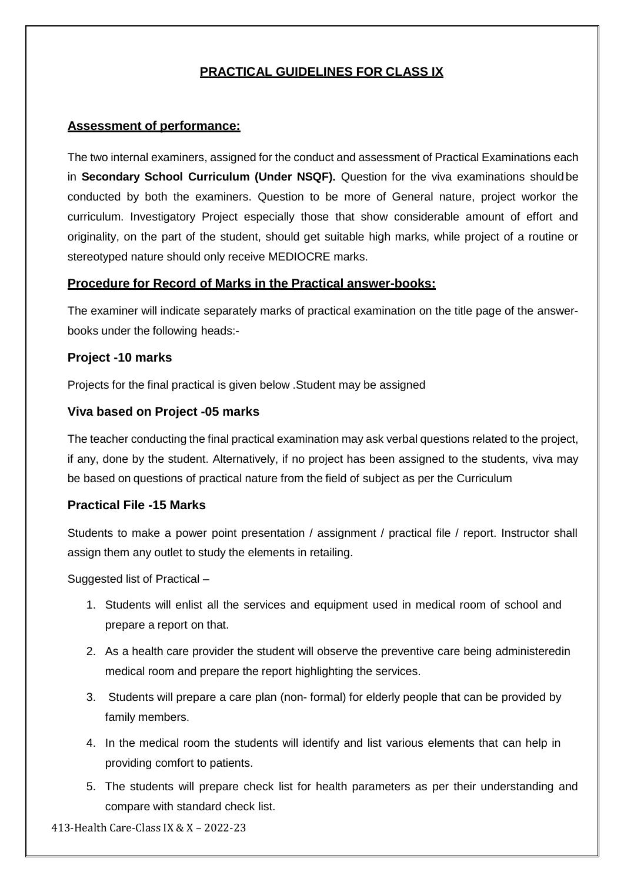## PRACTICAL GUIDELINES FOR CLASS IX

### Assessment of performance:

The two internal examiners, assigned for the conduct and assessment of Practical Examinations each in **Secondary School Curriculum (Under NSQF).** Question for the viva examinations should be conducted by both the examiners. Question to be more of General nature, project workor the curriculum. Investigatory Project especially those that show considerable amount of effort and originality, on the part of the student, should get suitable high marks, while project of a routine or stereotyped nature should only receive MEDIOCRE marks.

### Procedure for Record of Marks in the Practical answer-books:

The examiner will indicate separately marks of practical examination on the title page of the answer-books under the following heads:-

### Project -10 marks

Projects for the final practical is given below .Student may be assigned

### Viva based on Project -05 marks

The teacher conducting the final practical examination may ask verbal questions related to the project, if any, done by the student. Alternatively, if no project has been assigned to the students, viva may be based on questions of practical nature from the field of subject as per the Curriculum

### Practical File -15 Marks

Students to make a power point presentation / assignment / practical file / report. Instructor shall assign them any outlet to study the elements in retailing.

Suggested list of Practical –

1. Students will enlist all the services and equipment used in medical room of school and prepare a report on that.
2. As a health care provider the student will observe the preventive care being administeredin medical room and prepare the report highlighting the services.
3. Students will prepare a care plan (non- formal) for elderly people that can be provided by family members.
4. In the medical room the students will identify and list various elements that can help in providing comfort to patients.
5. The students will prepare check list for health parameters as per their understanding and compare with standard check list.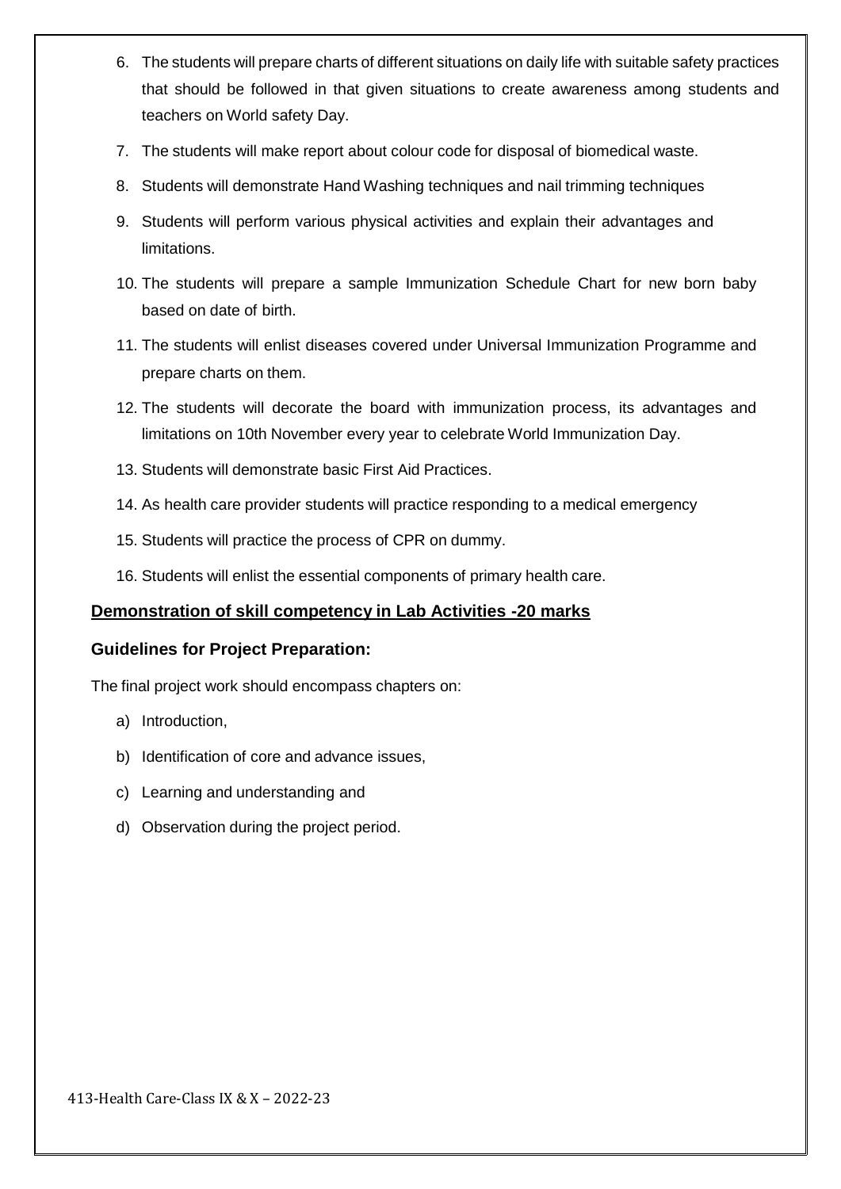6. The students will prepare charts of different situations on daily life with suitable safety practices that should be followed in that given situations to create awareness among students and teachers on World safety Day.
7. The students will make report about colour code for disposal of biomedical waste.
8. Students will demonstrate Hand Washing techniques and nail trimming techniques
9. Students will perform various physical activities and explain their advantages and limitations.
10. The students will prepare a sample Immunization Schedule Chart for new born baby based on date of birth.
11. The students will enlist diseases covered under Universal Immunization Programme and prepare charts on them.
12. The students will decorate the board with immunization process, its advantages and limitations on 10th November every year to celebrate World Immunization Day.
13. Students will demonstrate basic First Aid Practices.
14. As health care provider students will practice responding to a medical emergency
15. Students will practice the process of CPR on dummy.
16. Students will enlist the essential components of primary health care.

**Demonstration of skill competency in Lab Activities -20 marks**

### Guidelines for Project Preparation:

The final project work should encompass chapters on:

a) Introduction,
b) Identification of core and advance issues,
c) Learning and understanding and
d) Observation during the project period.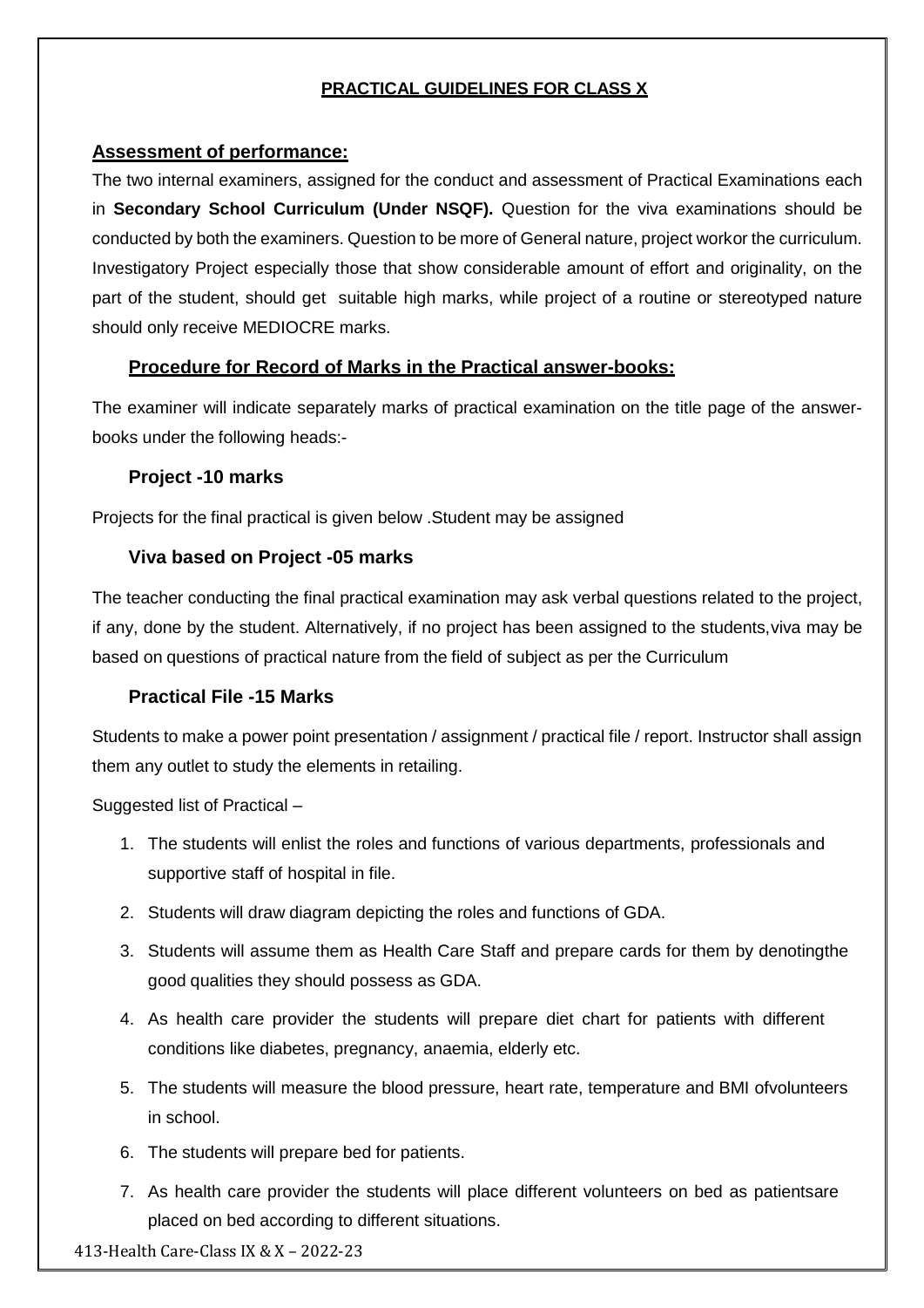## PRACTICAL GUIDELINES FOR CLASS X

### Assessment of performance:

The two internal examiners, assigned for the conduct and assessment of Practical Examinations each in **Secondary School Curriculum (Under NSQF).** Question for the viva examinations should be conducted by both the examiners. Question to be more of General nature, project workor the curriculum. Investigatory Project especially those that show considerable amount of effort and originality, on the part of the student, should get suitable high marks, while project of a routine or stereotyped nature should only receive MEDIOCRE marks.

### Procedure for Record of Marks in the Practical answer-books:

The examiner will indicate separately marks of practical examination on the title page of the answer-books under the following heads:-

#### Project -10 marks

Projects for the final practical is given below .Student may be assigned

#### Viva based on Project -05 marks

The teacher conducting the final practical examination may ask verbal questions related to the project, if any, done by the student. Alternatively, if no project has been assigned to the students,viva may be based on questions of practical nature from the field of subject as per the Curriculum

#### Practical File -15 Marks

Students to make a power point presentation / assignment / practical file / report. Instructor shall assign them any outlet to study the elements in retailing.

Suggested list of Practical –

1. The students will enlist the roles and functions of various departments, professionals and supportive staff of hospital in file.
2. Students will draw diagram depicting the roles and functions of GDA.
3. Students will assume them as Health Care Staff and prepare cards for them by denotingthe good qualities they should possess as GDA.
4. As health care provider the students will prepare diet chart for patients with different conditions like diabetes, pregnancy, anaemia, elderly etc.
5. The students will measure the blood pressure, heart rate, temperature and BMI ofvolunteers in school.
6. The students will prepare bed for patients.
7. As health care provider the students will place different volunteers on bed as patientsare placed on bed according to different situations.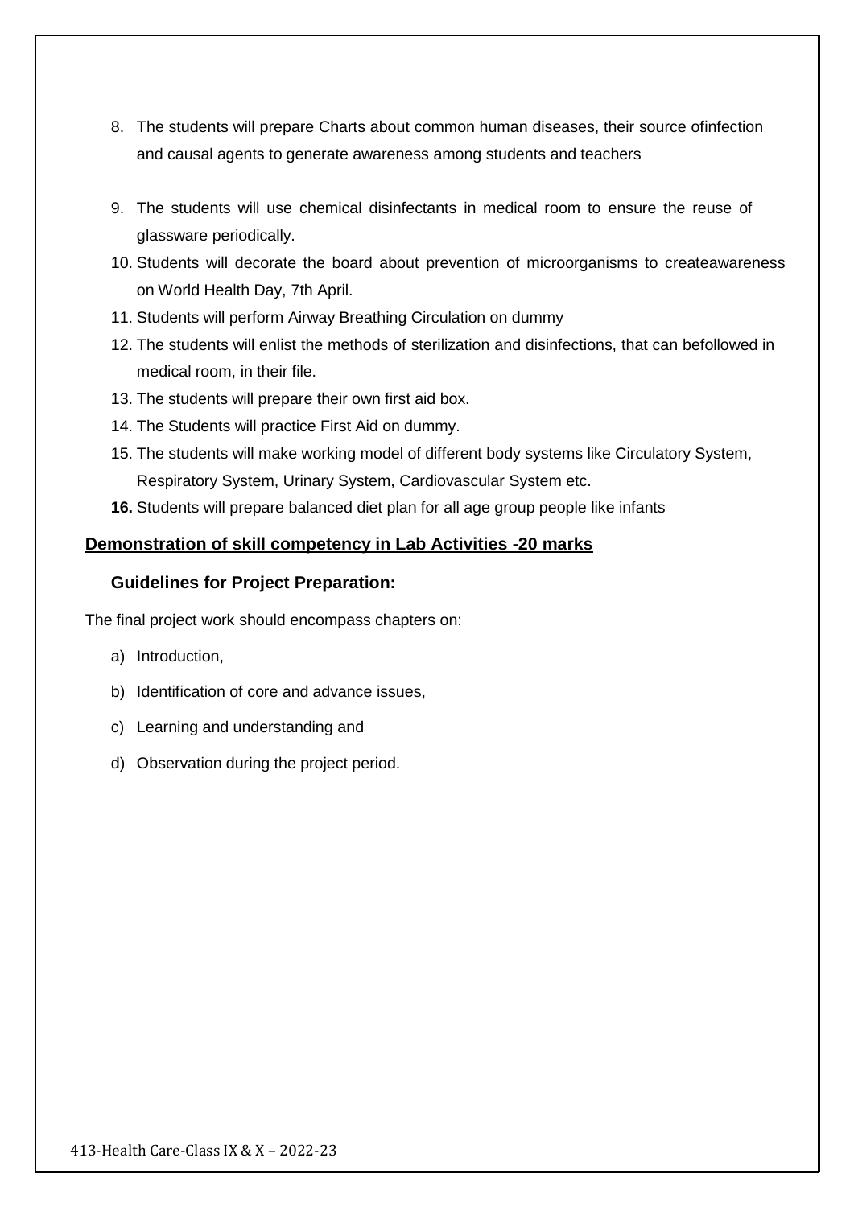8. The students will prepare Charts about common human diseases, their source ofinfection and causal agents to generate awareness among students and teachers
9. The students will use chemical disinfectants in medical room to ensure the reuse of glassware periodically.
10. Students will decorate the board about prevention of microorganisms to createawareness on World Health Day, 7th April.
11. Students will perform Airway Breathing Circulation on dummy
12. The students will enlist the methods of sterilization and disinfections, that can befollowed in medical room, in their file.
13. The students will prepare their own first aid box.
14. The Students will practice First Aid on dummy.
15. The students will make working model of different body systems like Circulatory System, Respiratory System, Urinary System, Cardiovascular System etc.
16. Students will prepare balanced diet plan for all age group people like infants

**Demonstration of skill competency in Lab Activities -20 marks**

**Guidelines for Project Preparation:**

The final project work should encompass chapters on:

a) Introduction,
b) Identification of core and advance issues,
c) Learning and understanding and
d) Observation during the project period.